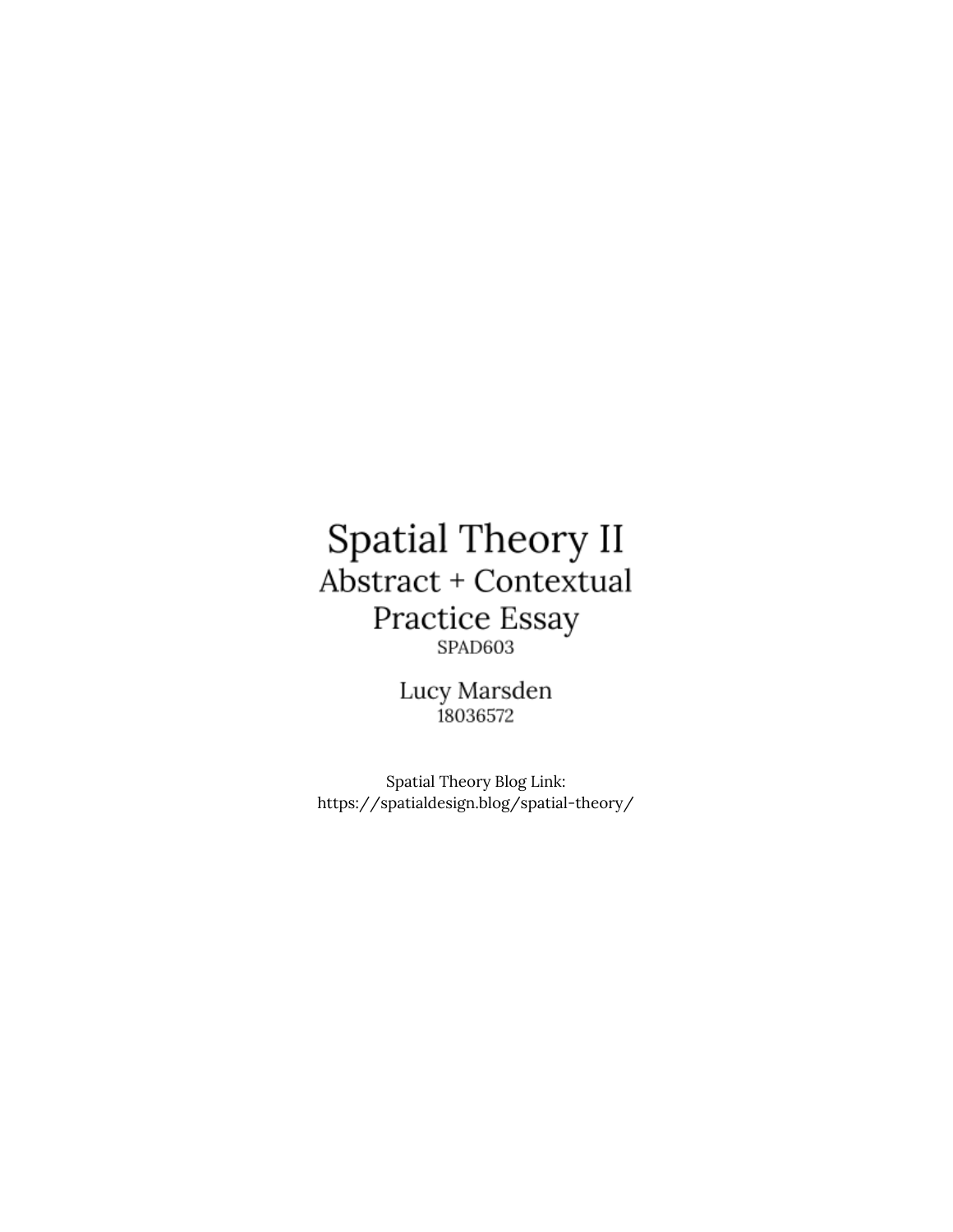# Spatial Theory II

## Abstract + Contextual Practice Essay

SPAD603

Lucy Marsden

18036572

Spatial Theory Blog Link:
https://spatialdesign.blog/spatial-theory/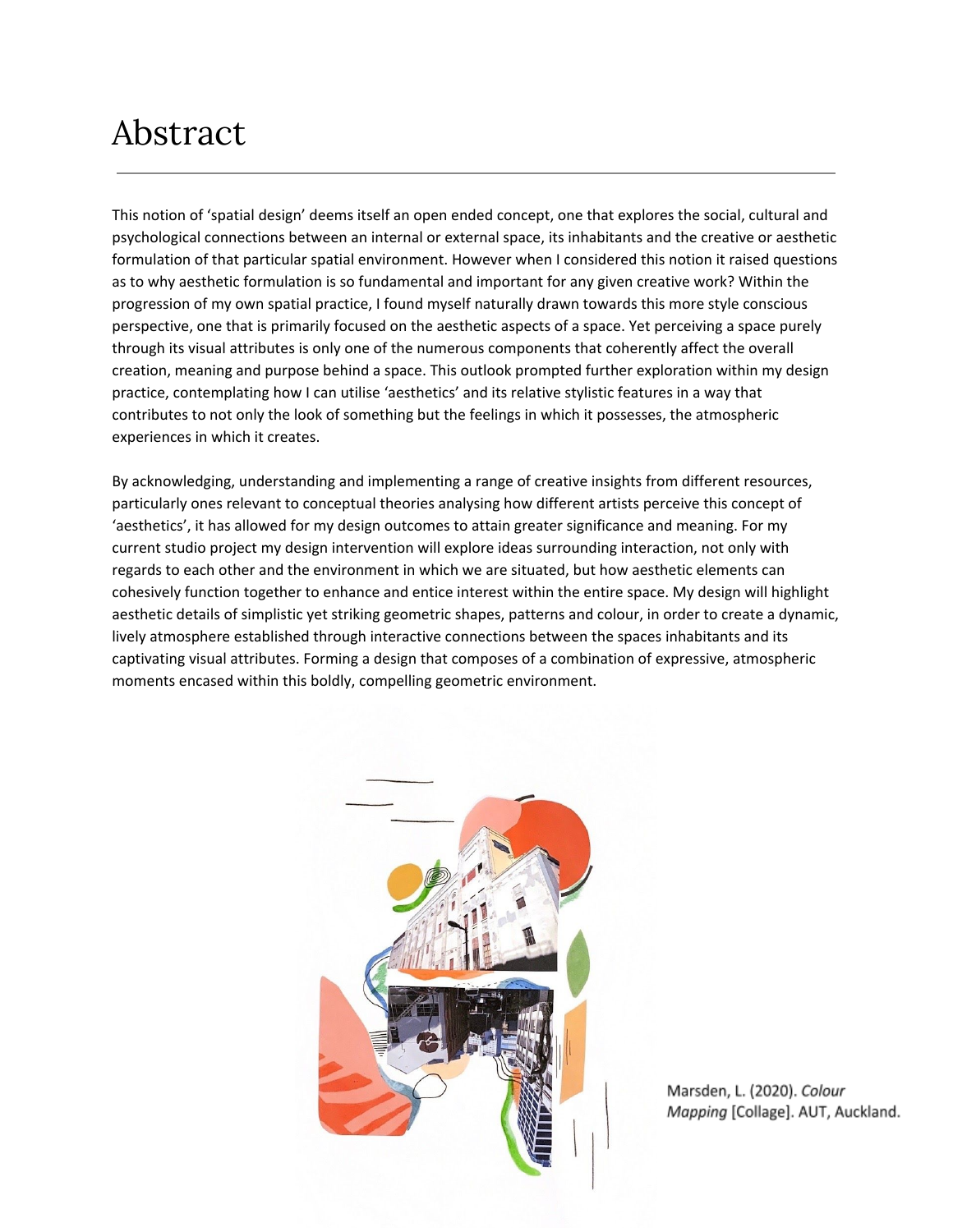# Abstract

This notion of 'spatial design' deems itself an open ended concept, one that explores the social, cultural and psychological connections between an internal or external space, its inhabitants and the creative or aesthetic formulation of that particular spatial environment. However when I considered this notion it raised questions as to why aesthetic formulation is so fundamental and important for any given creative work? Within the progression of my own spatial practice, I found myself naturally drawn towards this more style conscious perspective, one that is primarily focused on the aesthetic aspects of a space. Yet perceiving a space purely through its visual attributes is only one of the numerous components that coherently affect the overall creation, meaning and purpose behind a space. This outlook prompted further exploration within my design practice, contemplating how I can utilise 'aesthetics' and its relative stylistic features in a way that contributes to not only the look of something but the feelings in which it possesses, the atmospheric experiences in which it creates.

By acknowledging, understanding and implementing a range of creative insights from different resources, particularly ones relevant to conceptual theories analysing how different artists perceive this concept of 'aesthetics', it has allowed for my design outcomes to attain greater significance and meaning. For my current studio project my design intervention will explore ideas surrounding interaction, not only with regards to each other and the environment in which we are situated, but how aesthetic elements can cohesively function together to enhance and entice interest within the entire space. My design will highlight aesthetic details of simplistic yet striking geometric shapes, patterns and colour, in order to create a dynamic, lively atmosphere established through interactive connections between the spaces inhabitants and its captivating visual attributes. Forming a design that composes of a combination of expressive, atmospheric moments encased within this boldly, compelling geometric environment.

Marsden, L. (2020). *Colour Mapping* [Collage]. AUT, Auckland.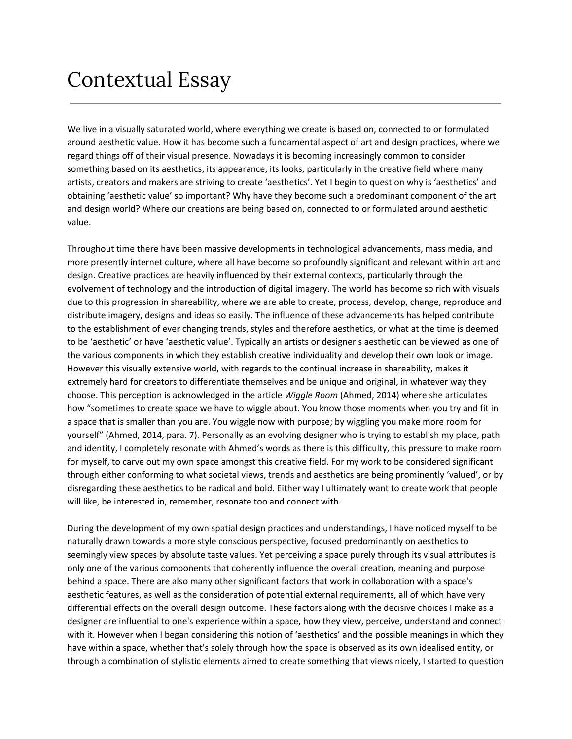# Contextual Essay

We live in a visually saturated world, where everything we create is based on, connected to or formulated around aesthetic value. How it has become such a fundamental aspect of art and design practices, where we regard things off of their visual presence. Nowadays it is becoming increasingly common to consider something based on its aesthetics, its appearance, its looks, particularly in the creative field where many artists, creators and makers are striving to create 'aesthetics'. Yet I begin to question why is 'aesthetics' and obtaining 'aesthetic value' so important? Why have they become such a predominant component of the art and design world? Where our creations are being based on, connected to or formulated around aesthetic value.

Throughout time there have been massive developments in technological advancements, mass media, and more presently internet culture, where all have become so profoundly significant and relevant within art and design. Creative practices are heavily influenced by their external contexts, particularly through the evolvement of technology and the introduction of digital imagery. The world has become so rich with visuals due to this progression in shareability, where we are able to create, process, develop, change, reproduce and distribute imagery, designs and ideas so easily. The influence of these advancements has helped contribute to the establishment of ever changing trends, styles and therefore aesthetics, or what at the time is deemed to be 'aesthetic' or have 'aesthetic value'. Typically an artists or designer's aesthetic can be viewed as one of the various components in which they establish creative individuality and develop their own look or image. However this visually extensive world, with regards to the continual increase in shareability, makes it extremely hard for creators to differentiate themselves and be unique and original, in whatever way they choose. This perception is acknowledged in the article *Wiggle Room* (Ahmed, 2014) where she articulates how "sometimes to create space we have to wiggle about. You know those moments when you try and fit in a space that is smaller than you are. You wiggle now with purpose; by wiggling you make more room for yourself" (Ahmed, 2014, para. 7). Personally as an evolving designer who is trying to establish my place, path and identity, I completely resonate with Ahmed's words as there is this difficulty, this pressure to make room for myself, to carve out my own space amongst this creative field. For my work to be considered significant through either conforming to what societal views, trends and aesthetics are being prominently 'valued', or by disregarding these aesthetics to be radical and bold. Either way I ultimately want to create work that people will like, be interested in, remember, resonate too and connect with.

During the development of my own spatial design practices and understandings, I have noticed myself to be naturally drawn towards a more style conscious perspective, focused predominantly on aesthetics to seemingly view spaces by absolute taste values. Yet perceiving a space purely through its visual attributes is only one of the various components that coherently influence the overall creation, meaning and purpose behind a space. There are also many other significant factors that work in collaboration with a space's aesthetic features, as well as the consideration of potential external requirements, all of which have very differential effects on the overall design outcome. These factors along with the decisive choices I make as a designer are influential to one's experience within a space, how they view, perceive, understand and connect with it. However when I began considering this notion of 'aesthetics' and the possible meanings in which they have within a space, whether that's solely through how the space is observed as its own idealised entity, or through a combination of stylistic elements aimed to create something that views nicely, I started to question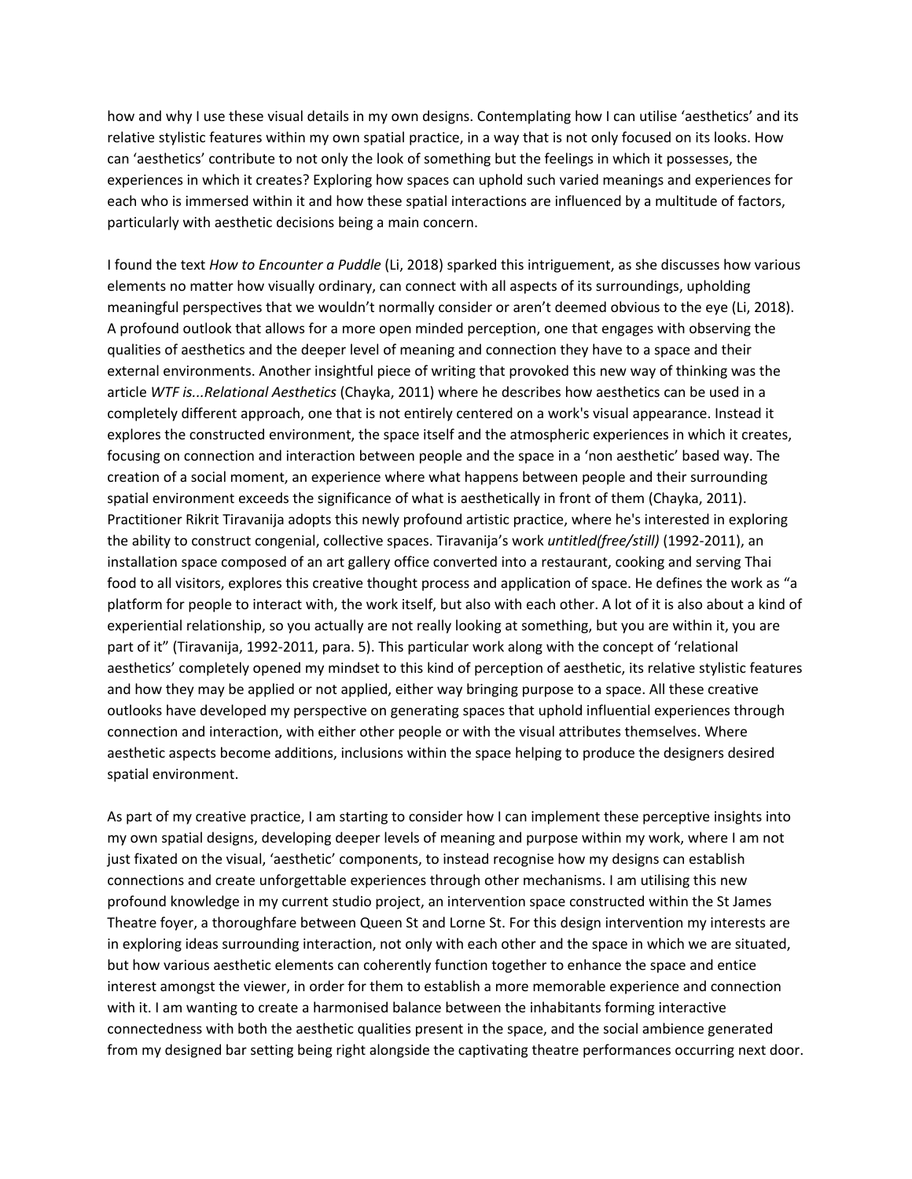how and why I use these visual details in my own designs. Contemplating how I can utilise 'aesthetics' and its relative stylistic features within my own spatial practice, in a way that is not only focused on its looks. How can 'aesthetics' contribute to not only the look of something but the feelings in which it possesses, the experiences in which it creates? Exploring how spaces can uphold such varied meanings and experiences for each who is immersed within it and how these spatial interactions are influenced by a multitude of factors, particularly with aesthetic decisions being a main concern.

I found the text *How to Encounter a Puddle* (Li, 2018) sparked this intriguement, as she discusses how various elements no matter how visually ordinary, can connect with all aspects of its surroundings, upholding meaningful perspectives that we wouldn't normally consider or aren't deemed obvious to the eye (Li, 2018). A profound outlook that allows for a more open minded perception, one that engages with observing the qualities of aesthetics and the deeper level of meaning and connection they have to a space and their external environments. Another insightful piece of writing that provoked this new way of thinking was the article *WTF is...Relational Aesthetics* (Chayka, 2011) where he describes how aesthetics can be used in a completely different approach, one that is not entirely centered on a work's visual appearance. Instead it explores the constructed environment, the space itself and the atmospheric experiences in which it creates, focusing on connection and interaction between people and the space in a 'non aesthetic' based way. The creation of a social moment, an experience where what happens between people and their surrounding spatial environment exceeds the significance of what is aesthetically in front of them (Chayka, 2011). Practitioner Rikrit Tiravanija adopts this newly profound artistic practice, where he's interested in exploring the ability to construct congenial, collective spaces. Tiravanija's work *untitled(free/still)* (1992-2011), an installation space composed of an art gallery office converted into a restaurant, cooking and serving Thai food to all visitors, explores this creative thought process and application of space. He defines the work as "a platform for people to interact with, the work itself, but also with each other. A lot of it is also about a kind of experiential relationship, so you actually are not really looking at something, but you are within it, you are part of it" (Tiravanija, 1992-2011, para. 5). This particular work along with the concept of 'relational aesthetics' completely opened my mindset to this kind of perception of aesthetic, its relative stylistic features and how they may be applied or not applied, either way bringing purpose to a space. All these creative outlooks have developed my perspective on generating spaces that uphold influential experiences through connection and interaction, with either other people or with the visual attributes themselves. Where aesthetic aspects become additions, inclusions within the space helping to produce the designers desired spatial environment.

As part of my creative practice, I am starting to consider how I can implement these perceptive insights into my own spatial designs, developing deeper levels of meaning and purpose within my work, where I am not just fixated on the visual, 'aesthetic' components, to instead recognise how my designs can establish connections and create unforgettable experiences through other mechanisms. I am utilising this new profound knowledge in my current studio project, an intervention space constructed within the St James Theatre foyer, a thoroughfare between Queen St and Lorne St. For this design intervention my interests are in exploring ideas surrounding interaction, not only with each other and the space in which we are situated, but how various aesthetic elements can coherently function together to enhance the space and entice interest amongst the viewer, in order for them to establish a more memorable experience and connection with it. I am wanting to create a harmonised balance between the inhabitants forming interactive connectedness with both the aesthetic qualities present in the space, and the social ambience generated from my designed bar setting being right alongside the captivating theatre performances occurring next door.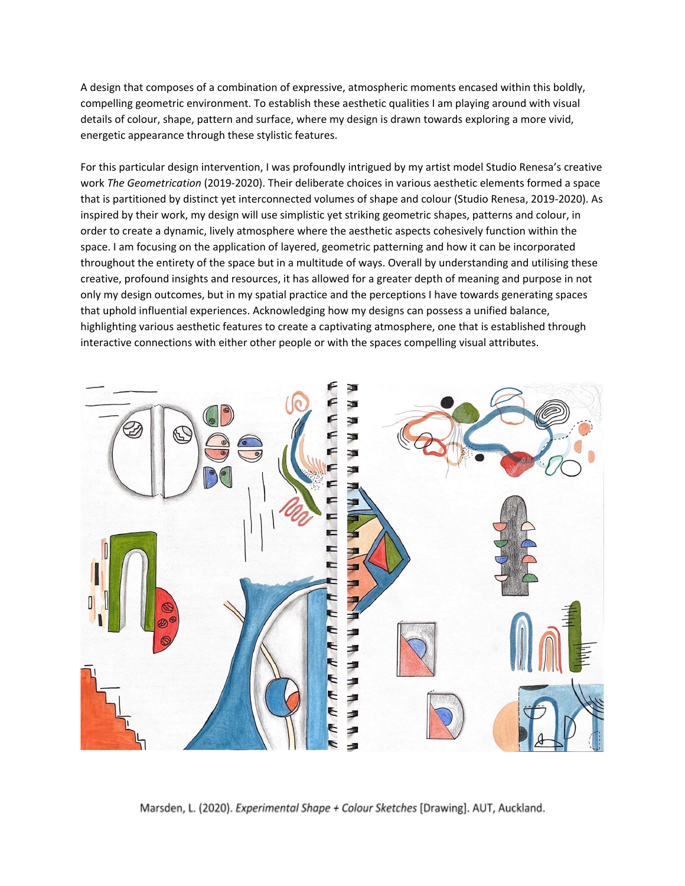A design that composes of a combination of expressive, atmospheric moments encased within this boldly, compelling geometric environment. To establish these aesthetic qualities I am playing around with visual details of colour, shape, pattern and surface, where my design is drawn towards exploring a more vivid, energetic appearance through these stylistic features.

For this particular design intervention, I was profoundly intrigued by my artist model Studio Renesa's creative work *The Geometrication* (2019-2020). Their deliberate choices in various aesthetic elements formed a space that is partitioned by distinct yet interconnected volumes of shape and colour (Studio Renesa, 2019-2020). As inspired by their work, my design will use simplistic yet striking geometric shapes, patterns and colour, in order to create a dynamic, lively atmosphere where the aesthetic aspects cohesively function within the space. I am focusing on the application of layered, geometric patterning and how it can be incorporated throughout the entirety of the space but in a multitude of ways. Overall by understanding and utilising these creative, profound insights and resources, it has allowed for a greater depth of meaning and purpose in not only my design outcomes, but in my spatial practice and the perceptions I have towards generating spaces that uphold influential experiences. Acknowledging how my designs can possess a unified balance, highlighting various aesthetic features to create a captivating atmosphere, one that is established through interactive connections with either other people or with the spaces compelling visual attributes.

Marsden, L. (2020). *Experimental Shape + Colour Sketches* [Drawing]. AUT, Auckland.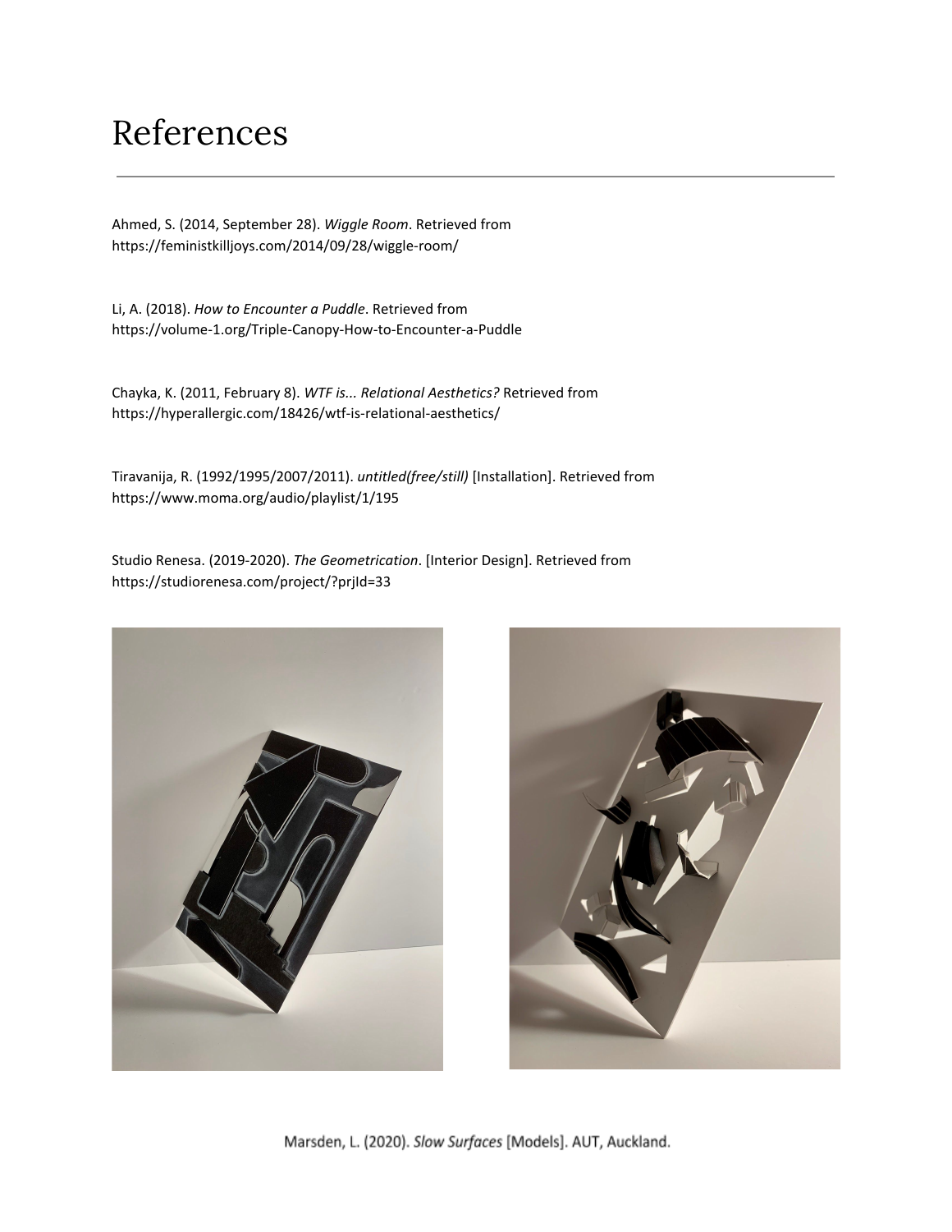# References

Ahmed, S. (2014, September 28). *Wiggle Room*. Retrieved from https://feministkilljoys.com/2014/09/28/wiggle-room/

Li, A. (2018). *How to Encounter a Puddle*. Retrieved from https://volume-1.org/Triple-Canopy-How-to-Encounter-a-Puddle

Chayka, K. (2011, February 8). *WTF is... Relational Aesthetics?* Retrieved from https://hyperallergic.com/18426/wtf-is-relational-aesthetics/

Tiravanija, R. (1992/1995/2007/2011). *untitled(free/still)* [Installation]. Retrieved from https://www.moma.org/audio/playlist/1/195

Studio Renesa. (2019-2020). *The Geometrication*. [Interior Design]. Retrieved from https://studiorenesa.com/project/?prjId=33

Marsden, L. (2020). *Slow Surfaces* [Models]. AUT, Auckland.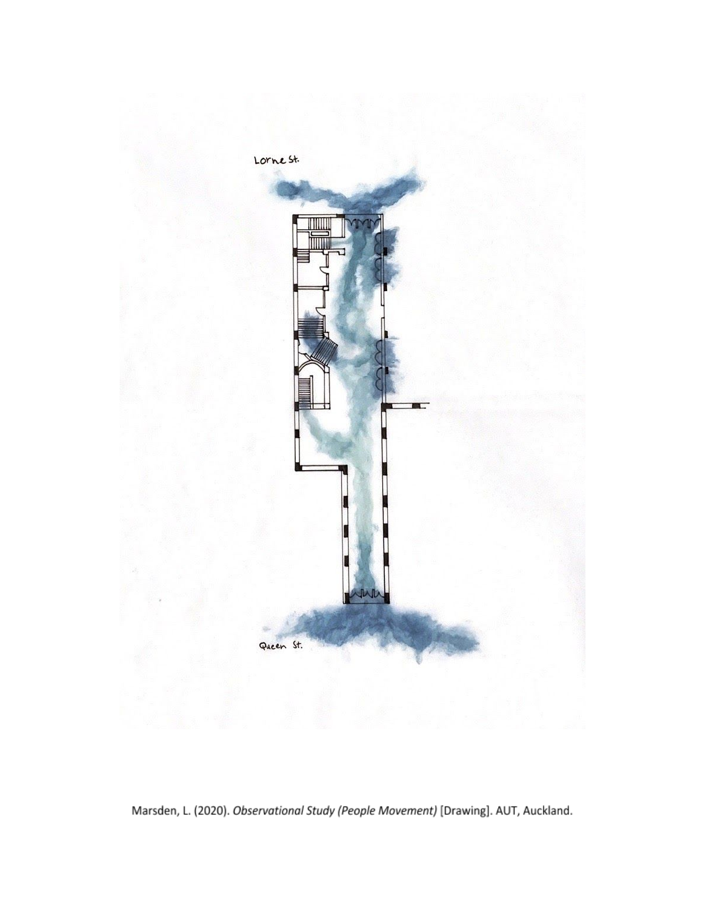Lorne St.

Queen St.

Marsden, L. (2020). *Observational Study (People Movement)* [Drawing]. AUT, Auckland.